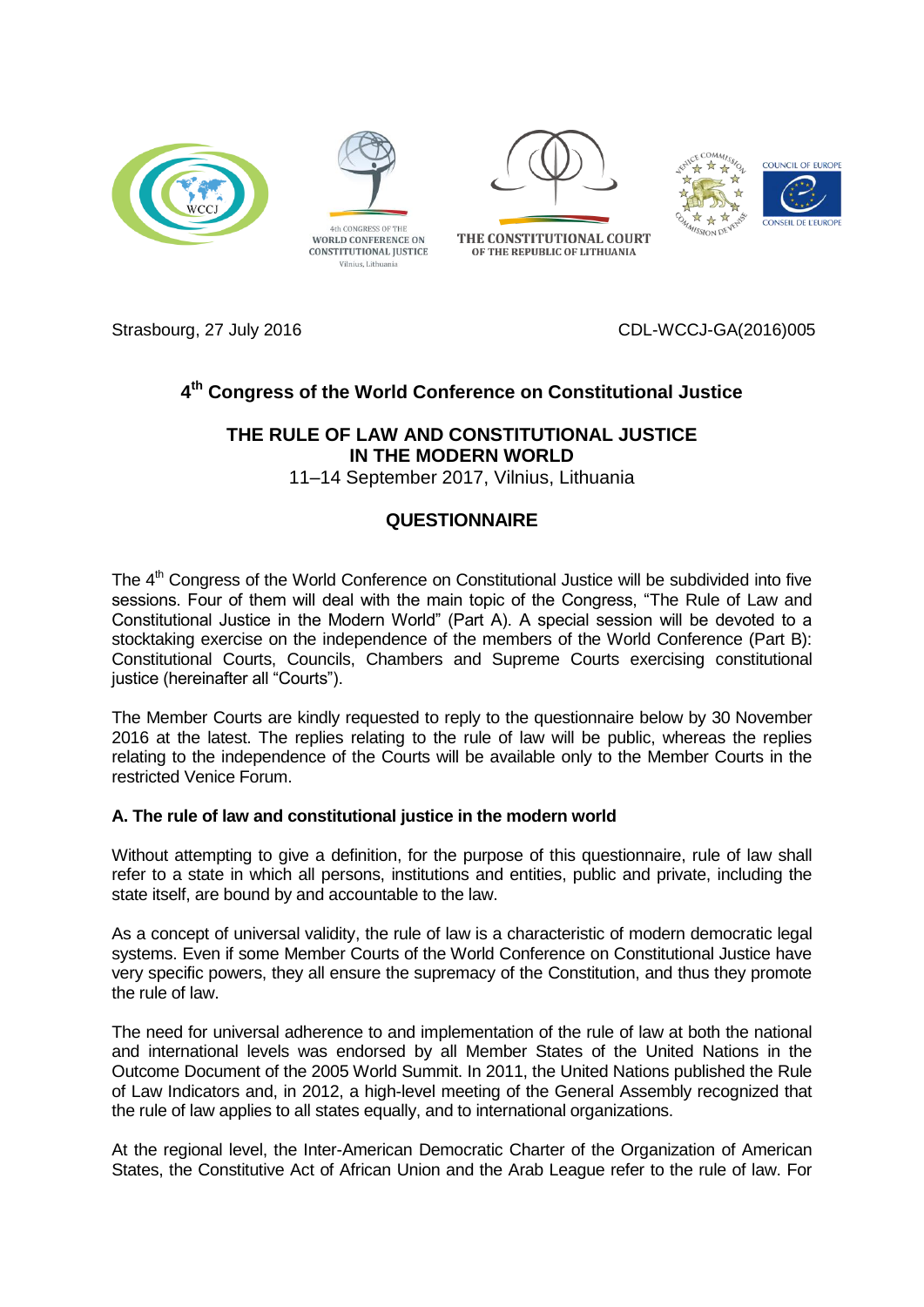Strasbourg, 27 July 2016 CDL-WCCJ-GA(2016)005

# 4th Congress of the World Conference on Constitutional Justice

## THE RULE OF LAW AND CONSTITUTIONAL JUSTICE IN THE MODERN WORLD

11–14 September 2017, Vilnius, Lithuania

## QUESTIONNAIRE

The 4th Congress of the World Conference on Constitutional Justice will be subdivided into five sessions. Four of them will deal with the main topic of the Congress, "The Rule of Law and Constitutional Justice in the Modern World" (Part A). A special session will be devoted to a stocktaking exercise on the independence of the members of the World Conference (Part B): Constitutional Courts, Councils, Chambers and Supreme Courts exercising constitutional justice (hereinafter all "Courts").

The Member Courts are kindly requested to reply to the questionnaire below by 30 November 2016 at the latest. The replies relating to the rule of law will be public, whereas the replies relating to the independence of the Courts will be available only to the Member Courts in the restricted Venice Forum.

### A. The rule of law and constitutional justice in the modern world

Without attempting to give a definition, for the purpose of this questionnaire, rule of law shall refer to a state in which all persons, institutions and entities, public and private, including the state itself, are bound by and accountable to the law.

As a concept of universal validity, the rule of law is a characteristic of modern democratic legal systems. Even if some Member Courts of the World Conference on Constitutional Justice have very specific powers, they all ensure the supremacy of the Constitution, and thus they promote the rule of law.

The need for universal adherence to and implementation of the rule of law at both the national and international levels was endorsed by all Member States of the United Nations in the Outcome Document of the 2005 World Summit. In 2011, the United Nations published the Rule of Law Indicators and, in 2012, a high-level meeting of the General Assembly recognized that the rule of law applies to all states equally, and to international organizations.

At the regional level, the Inter-American Democratic Charter of the Organization of American States, the Constitutive Act of African Union and the Arab League refer to the rule of law. For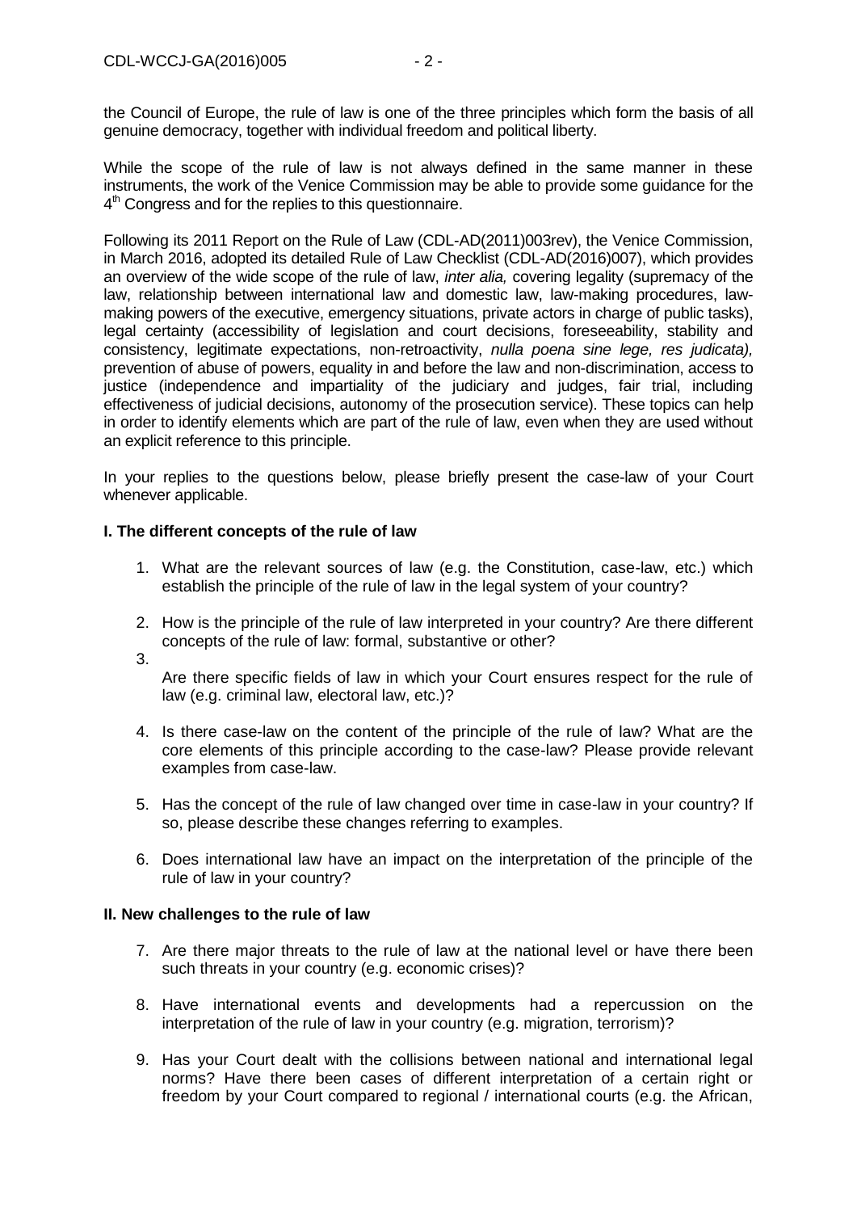the Council of Europe, the rule of law is one of the three principles which form the basis of all genuine democracy, together with individual freedom and political liberty.

While the scope of the rule of law is not always defined in the same manner in these instruments, the work of the Venice Commission may be able to provide some guidance for the 4th Congress and for the replies to this questionnaire.

Following its 2011 Report on the Rule of Law (CDL-AD(2011)003rev), the Venice Commission, in March 2016, adopted its detailed Rule of Law Checklist (CDL-AD(2016)007), which provides an overview of the wide scope of the rule of law, *inter alia,* covering legality (supremacy of the law, relationship between international law and domestic law, law-making procedures, law-making powers of the executive, emergency situations, private actors in charge of public tasks), legal certainty (accessibility of legislation and court decisions, foreseeability, stability and consistency, legitimate expectations, non-retroactivity, *nulla poena sine lege, res judicata),* prevention of abuse of powers, equality in and before the law and non-discrimination, access to justice (independence and impartiality of the judiciary and judges, fair trial, including effectiveness of judicial decisions, autonomy of the prosecution service). These topics can help in order to identify elements which are part of the rule of law, even when they are used without an explicit reference to this principle.

In your replies to the questions below, please briefly present the case-law of your Court whenever applicable.

**I. The different concepts of the rule of law**

1. What are the relevant sources of law (e.g. the Constitution, case-law, etc.) which establish the principle of the rule of law in the legal system of your country?

2. How is the principle of the rule of law interpreted in your country? Are there different concepts of the rule of law: formal, substantive or other?

3. Are there specific fields of law in which your Court ensures respect for the rule of law (e.g. criminal law, electoral law, etc.)?

4. Is there case-law on the content of the principle of the rule of law? What are the core elements of this principle according to the case-law? Please provide relevant examples from case-law.

5. Has the concept of the rule of law changed over time in case-law in your country? If so, please describe these changes referring to examples.

6. Does international law have an impact on the interpretation of the principle of the rule of law in your country?

**II. New challenges to the rule of law**

7. Are there major threats to the rule of law at the national level or have there been such threats in your country (e.g. economic crises)?

8. Have international events and developments had a repercussion on the interpretation of the rule of law in your country (e.g. migration, terrorism)?

9. Has your Court dealt with the collisions between national and international legal norms? Have there been cases of different interpretation of a certain right or freedom by your Court compared to regional / international courts (e.g. the African,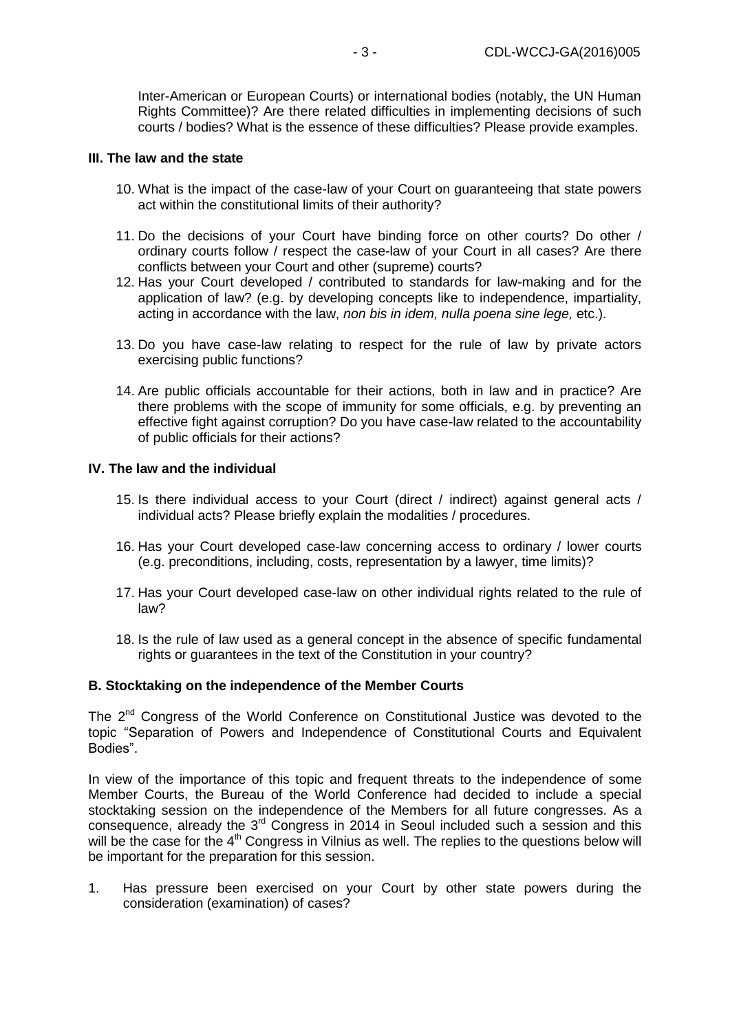Inter-American or European Courts) or international bodies (notably, the UN Human Rights Committee)? Are there related difficulties in implementing decisions of such courts / bodies? What is the essence of these difficulties? Please provide examples.

### III. The law and the state

10. What is the impact of the case-law of your Court on guaranteeing that state powers act within the constitutional limits of their authority?
11. Do the decisions of your Court have binding force on other courts? Do other / ordinary courts follow / respect the case-law of your Court in all cases? Are there conflicts between your Court and other (supreme) courts?
12. Has your Court developed / contributed to standards for law-making and for the application of law? (e.g. by developing concepts like to independence, impartiality, acting in accordance with the law, *non bis in idem, nulla poena sine lege,* etc.).
13. Do you have case-law relating to respect for the rule of law by private actors exercising public functions?
14. Are public officials accountable for their actions, both in law and in practice? Are there problems with the scope of immunity for some officials, e.g. by preventing an effective fight against corruption? Do you have case-law related to the accountability of public officials for their actions?

### IV. The law and the individual

15. Is there individual access to your Court (direct / indirect) against general acts / individual acts? Please briefly explain the modalities / procedures.
16. Has your Court developed case-law concerning access to ordinary / lower courts (e.g. preconditions, including, costs, representation by a lawyer, time limits)?
17. Has your Court developed case-law on other individual rights related to the rule of law?
18. Is the rule of law used as a general concept in the absence of specific fundamental rights or guarantees in the text of the Constitution in your country?

## B. Stocktaking on the independence of the Member Courts

The 2nd Congress of the World Conference on Constitutional Justice was devoted to the topic "Separation of Powers and Independence of Constitutional Courts and Equivalent Bodies".

In view of the importance of this topic and frequent threats to the independence of some Member Courts, the Bureau of the World Conference had decided to include a special stocktaking session on the independence of the Members for all future congresses. As a consequence, already the 3rd Congress in 2014 in Seoul included such a session and this will be the case for the 4th Congress in Vilnius as well. The replies to the questions below will be important for the preparation for this session.

1. Has pressure been exercised on your Court by other state powers during the consideration (examination) of cases?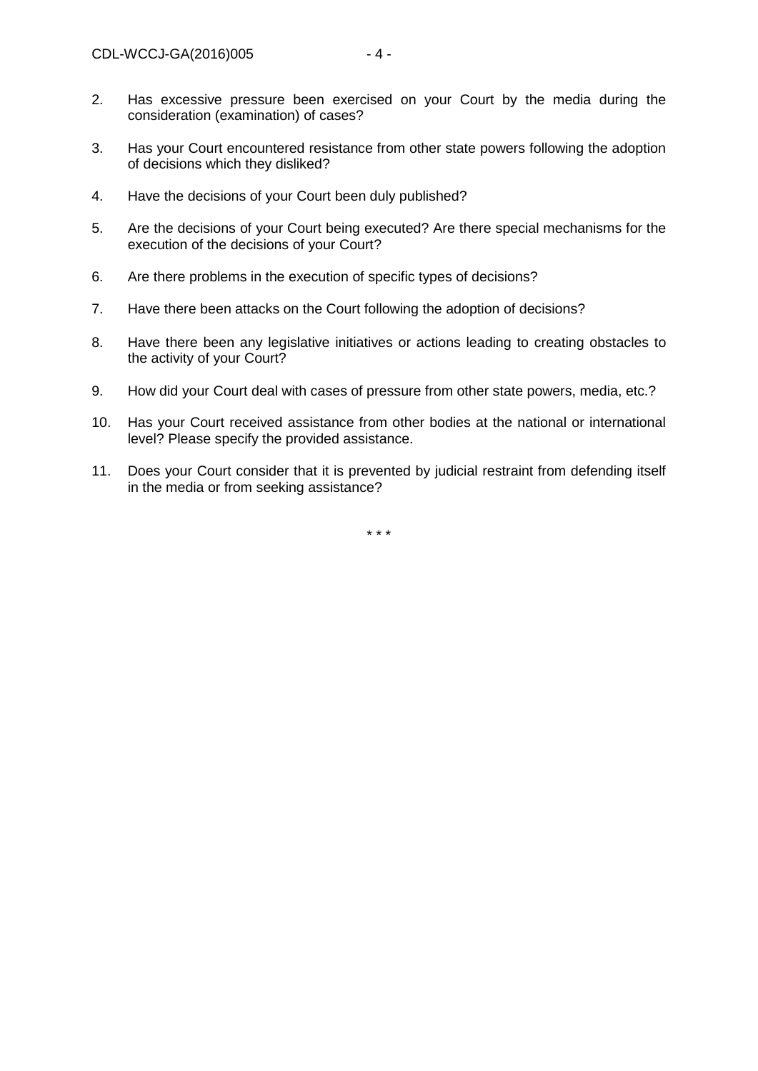2. Has excessive pressure been exercised on your Court by the media during the consideration (examination) of cases?

3. Has your Court encountered resistance from other state powers following the adoption of decisions which they disliked?

4. Have the decisions of your Court been duly published?

5. Are the decisions of your Court being executed? Are there special mechanisms for the execution of the decisions of your Court?

6. Are there problems in the execution of specific types of decisions?

7. Have there been attacks on the Court following the adoption of decisions?

8. Have there been any legislative initiatives or actions leading to creating obstacles to the activity of your Court?

9. How did your Court deal with cases of pressure from other state powers, media, etc.?

10. Has your Court received assistance from other bodies at the national or international level? Please specify the provided assistance.

11. Does your Court consider that it is prevented by judicial restraint from defending itself in the media or from seeking assistance?

\* \* \*